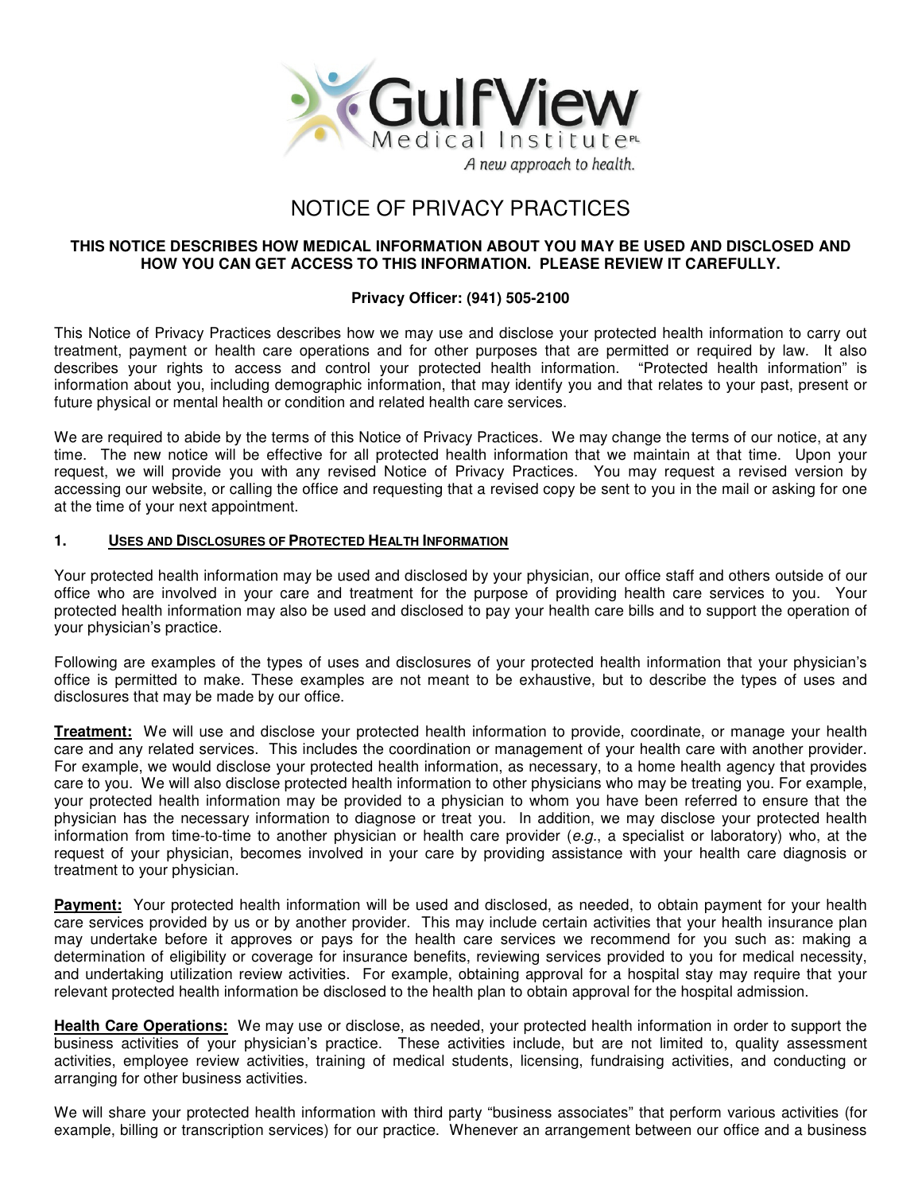GulfView Medical Institute PL

*A new approach to health.*

# NOTICE OF PRIVACY PRACTICES

**THIS NOTICE DESCRIBES HOW MEDICAL INFORMATION ABOUT YOU MAY BE USED AND DISCLOSED AND HOW YOU CAN GET ACCESS TO THIS INFORMATION. PLEASE REVIEW IT CAREFULLY.**

**Privacy Officer: (941) 505-2100**

This Notice of Privacy Practices describes how we may use and disclose your protected health information to carry out treatment, payment or health care operations and for other purposes that are permitted or required by law. It also describes your rights to access and control your protected health information. "Protected health information" is information about you, including demographic information, that may identify you and that relates to your past, present or future physical or mental health or condition and related health care services.

We are required to abide by the terms of this Notice of Privacy Practices. We may change the terms of our notice, at any time. The new notice will be effective for all protected health information that we maintain at that time. Upon your request, we will provide you with any revised Notice of Privacy Practices. You may request a revised version by accessing our website, or calling the office and requesting that a revised copy be sent to you in the mail or asking for one at the time of your next appointment.

## 1. USES AND DISCLOSURES OF PROTECTED HEALTH INFORMATION

Your protected health information may be used and disclosed by your physician, our office staff and others outside of our office who are involved in your care and treatment for the purpose of providing health care services to you. Your protected health information may also be used and disclosed to pay your health care bills and to support the operation of your physician's practice.

Following are examples of the types of uses and disclosures of your protected health information that your physician's office is permitted to make. These examples are not meant to be exhaustive, but to describe the types of uses and disclosures that may be made by our office.

**Treatment:** We will use and disclose your protected health information to provide, coordinate, or manage your health care and any related services. This includes the coordination or management of your health care with another provider. For example, we would disclose your protected health information, as necessary, to a home health agency that provides care to you. We will also disclose protected health information to other physicians who may be treating you. For example, your protected health information may be provided to a physician to whom you have been referred to ensure that the physician has the necessary information to diagnose or treat you. In addition, we may disclose your protected health information from time-to-time to another physician or health care provider (*e.g.*, a specialist or laboratory) who, at the request of your physician, becomes involved in your care by providing assistance with your health care diagnosis or treatment to your physician.

**Payment:** Your protected health information will be used and disclosed, as needed, to obtain payment for your health care services provided by us or by another provider. This may include certain activities that your health insurance plan may undertake before it approves or pays for the health care services we recommend for you such as: making a determination of eligibility or coverage for insurance benefits, reviewing services provided to you for medical necessity, and undertaking utilization review activities. For example, obtaining approval for a hospital stay may require that your relevant protected health information be disclosed to the health plan to obtain approval for the hospital admission.

**Health Care Operations:** We may use or disclose, as needed, your protected health information in order to support the business activities of your physician's practice. These activities include, but are not limited to, quality assessment activities, employee review activities, training of medical students, licensing, fundraising activities, and conducting or arranging for other business activities.

We will share your protected health information with third party "business associates" that perform various activities (for example, billing or transcription services) for our practice. Whenever an arrangement between our office and a business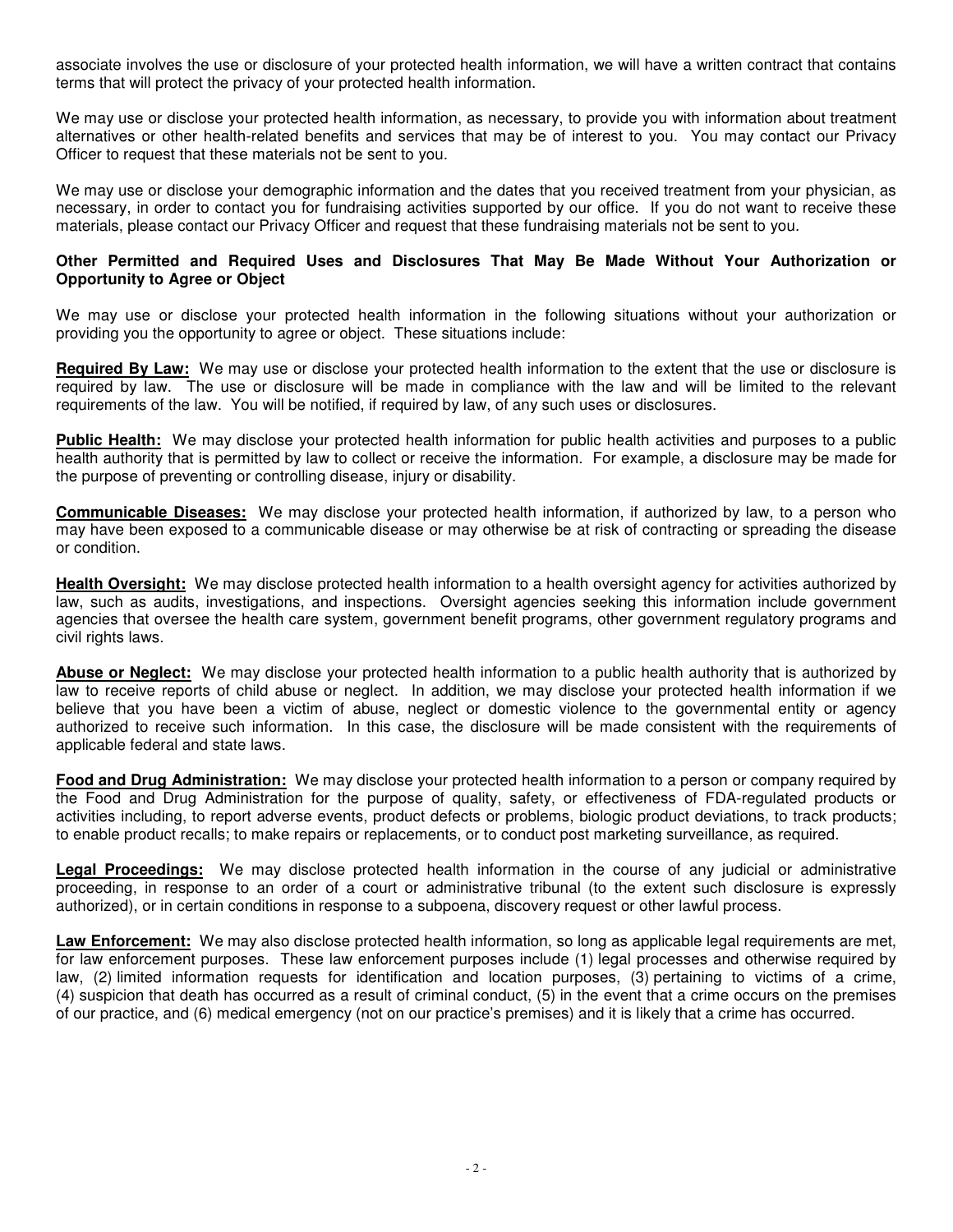associate involves the use or disclosure of your protected health information, we will have a written contract that contains terms that will protect the privacy of your protected health information.

We may use or disclose your protected health information, as necessary, to provide you with information about treatment alternatives or other health-related benefits and services that may be of interest to you. You may contact our Privacy Officer to request that these materials not be sent to you.

We may use or disclose your demographic information and the dates that you received treatment from your physician, as necessary, in order to contact you for fundraising activities supported by our office. If you do not want to receive these materials, please contact our Privacy Officer and request that these fundraising materials not be sent to you.

**Other Permitted and Required Uses and Disclosures That May Be Made Without Your Authorization or Opportunity to Agree or Object**

We may use or disclose your protected health information in the following situations without your authorization or providing you the opportunity to agree or object. These situations include:

**Required By Law:** We may use or disclose your protected health information to the extent that the use or disclosure is required by law. The use or disclosure will be made in compliance with the law and will be limited to the relevant requirements of the law. You will be notified, if required by law, of any such uses or disclosures.

**Public Health:** We may disclose your protected health information for public health activities and purposes to a public health authority that is permitted by law to collect or receive the information. For example, a disclosure may be made for the purpose of preventing or controlling disease, injury or disability.

**Communicable Diseases:** We may disclose your protected health information, if authorized by law, to a person who may have been exposed to a communicable disease or may otherwise be at risk of contracting or spreading the disease or condition.

**Health Oversight:** We may disclose protected health information to a health oversight agency for activities authorized by law, such as audits, investigations, and inspections. Oversight agencies seeking this information include government agencies that oversee the health care system, government benefit programs, other government regulatory programs and civil rights laws.

**Abuse or Neglect:** We may disclose your protected health information to a public health authority that is authorized by law to receive reports of child abuse or neglect. In addition, we may disclose your protected health information if we believe that you have been a victim of abuse, neglect or domestic violence to the governmental entity or agency authorized to receive such information. In this case, the disclosure will be made consistent with the requirements of applicable federal and state laws.

**Food and Drug Administration:** We may disclose your protected health information to a person or company required by the Food and Drug Administration for the purpose of quality, safety, or effectiveness of FDA-regulated products or activities including, to report adverse events, product defects or problems, biologic product deviations, to track products; to enable product recalls; to make repairs or replacements, or to conduct post marketing surveillance, as required.

**Legal Proceedings:** We may disclose protected health information in the course of any judicial or administrative proceeding, in response to an order of a court or administrative tribunal (to the extent such disclosure is expressly authorized), or in certain conditions in response to a subpoena, discovery request or other lawful process.

**Law Enforcement:** We may also disclose protected health information, so long as applicable legal requirements are met, for law enforcement purposes. These law enforcement purposes include (1) legal processes and otherwise required by law, (2) limited information requests for identification and location purposes, (3) pertaining to victims of a crime, (4) suspicion that death has occurred as a result of criminal conduct, (5) in the event that a crime occurs on the premises of our practice, and (6) medical emergency (not on our practice's premises) and it is likely that a crime has occurred.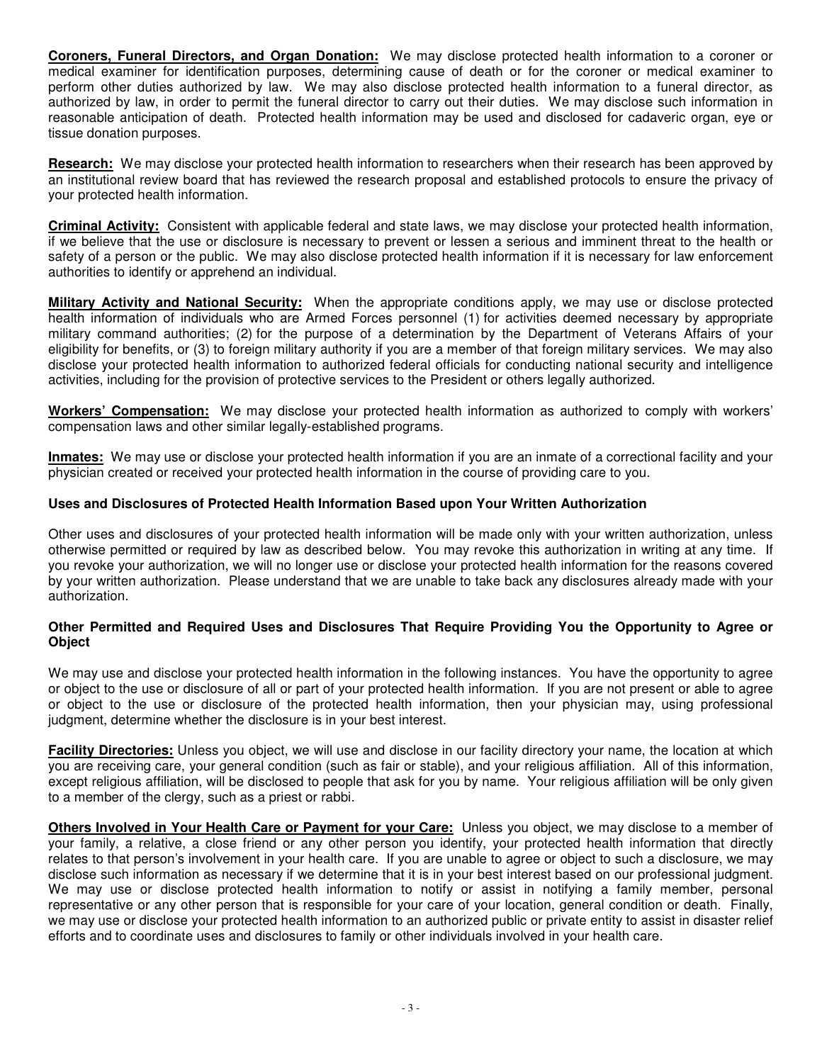**Coroners, Funeral Directors, and Organ Donation:** We may disclose protected health information to a coroner or medical examiner for identification purposes, determining cause of death or for the coroner or medical examiner to perform other duties authorized by law. We may also disclose protected health information to a funeral director, as authorized by law, in order to permit the funeral director to carry out their duties. We may disclose such information in reasonable anticipation of death. Protected health information may be used and disclosed for cadaveric organ, eye or tissue donation purposes.

**Research:** We may disclose your protected health information to researchers when their research has been approved by an institutional review board that has reviewed the research proposal and established protocols to ensure the privacy of your protected health information.

**Criminal Activity:** Consistent with applicable federal and state laws, we may disclose your protected health information, if we believe that the use or disclosure is necessary to prevent or lessen a serious and imminent threat to the health or safety of a person or the public. We may also disclose protected health information if it is necessary for law enforcement authorities to identify or apprehend an individual.

**Military Activity and National Security:** When the appropriate conditions apply, we may use or disclose protected health information of individuals who are Armed Forces personnel (1) for activities deemed necessary by appropriate military command authorities; (2) for the purpose of a determination by the Department of Veterans Affairs of your eligibility for benefits, or (3) to foreign military authority if you are a member of that foreign military services. We may also disclose your protected health information to authorized federal officials for conducting national security and intelligence activities, including for the provision of protective services to the President or others legally authorized.

**Workers' Compensation:** We may disclose your protected health information as authorized to comply with workers' compensation laws and other similar legally-established programs.

**Inmates:** We may use or disclose your protected health information if you are an inmate of a correctional facility and your physician created or received your protected health information in the course of providing care to you.

**Uses and Disclosures of Protected Health Information Based upon Your Written Authorization**

Other uses and disclosures of your protected health information will be made only with your written authorization, unless otherwise permitted or required by law as described below. You may revoke this authorization in writing at any time. If you revoke your authorization, we will no longer use or disclose your protected health information for the reasons covered by your written authorization. Please understand that we are unable to take back any disclosures already made with your authorization.

**Other Permitted and Required Uses and Disclosures That Require Providing You the Opportunity to Agree or Object**

We may use and disclose your protected health information in the following instances. You have the opportunity to agree or object to the use or disclosure of all or part of your protected health information. If you are not present or able to agree or object to the use or disclosure of the protected health information, then your physician may, using professional judgment, determine whether the disclosure is in your best interest.

**Facility Directories:** Unless you object, we will use and disclose in our facility directory your name, the location at which you are receiving care, your general condition (such as fair or stable), and your religious affiliation. All of this information, except religious affiliation, will be disclosed to people that ask for you by name. Your religious affiliation will be only given to a member of the clergy, such as a priest or rabbi.

**Others Involved in Your Health Care or Payment for your Care:** Unless you object, we may disclose to a member of your family, a relative, a close friend or any other person you identify, your protected health information that directly relates to that person's involvement in your health care. If you are unable to agree or object to such a disclosure, we may disclose such information as necessary if we determine that it is in your best interest based on our professional judgment. We may use or disclose protected health information to notify or assist in notifying a family member, personal representative or any other person that is responsible for your care of your location, general condition or death. Finally, we may use or disclose your protected health information to an authorized public or private entity to assist in disaster relief efforts and to coordinate uses and disclosures to family or other individuals involved in your health care.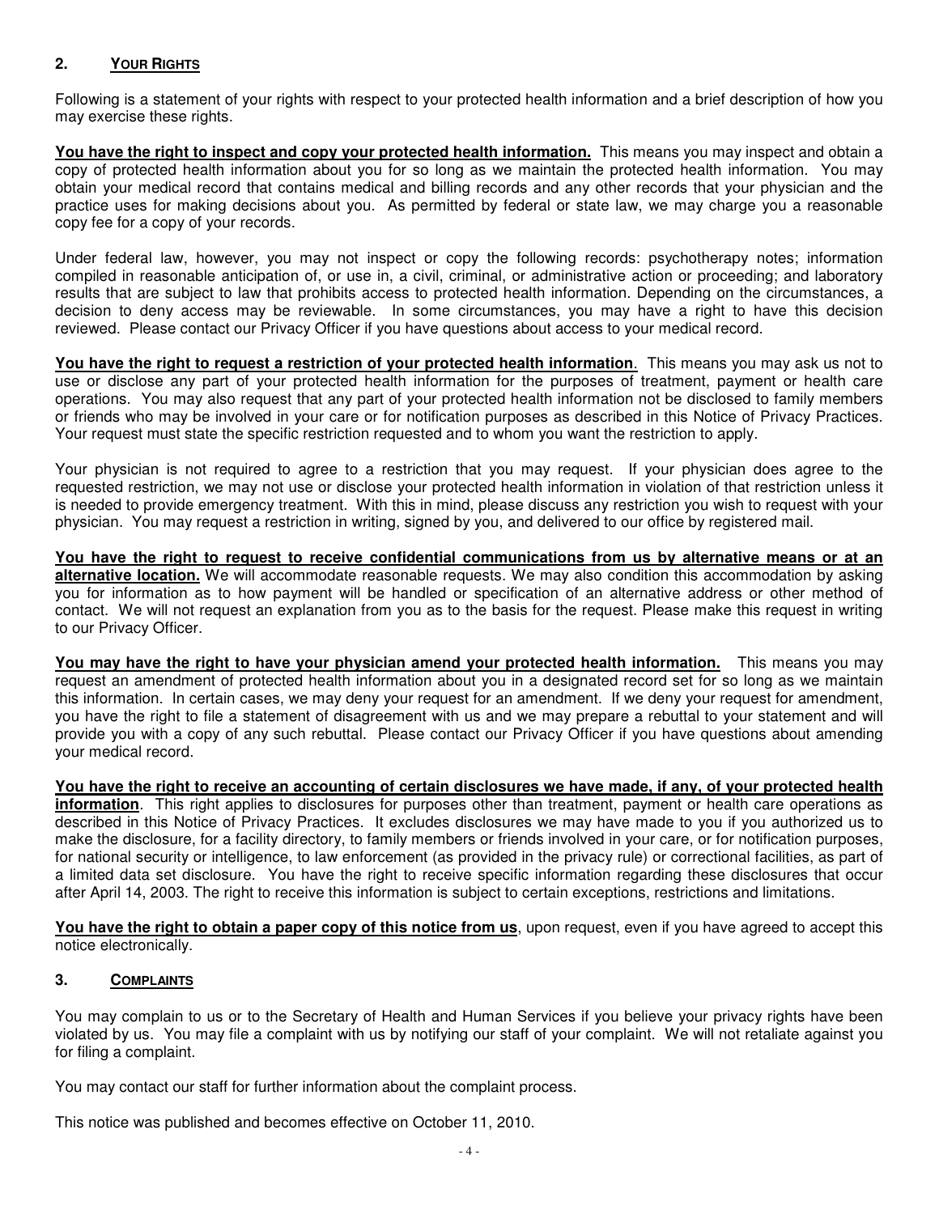## 2. Your Rights

Following is a statement of your rights with respect to your protected health information and a brief description of how you may exercise these rights.

**You have the right to inspect and copy your protected health information.** This means you may inspect and obtain a copy of protected health information about you for so long as we maintain the protected health information. You may obtain your medical record that contains medical and billing records and any other records that your physician and the practice uses for making decisions about you. As permitted by federal or state law, we may charge you a reasonable copy fee for a copy of your records.

Under federal law, however, you may not inspect or copy the following records: psychotherapy notes; information compiled in reasonable anticipation of, or use in, a civil, criminal, or administrative action or proceeding; and laboratory results that are subject to law that prohibits access to protected health information. Depending on the circumstances, a decision to deny access may be reviewable. In some circumstances, you may have a right to have this decision reviewed. Please contact our Privacy Officer if you have questions about access to your medical record.

**You have the right to request a restriction of your protected health information**. This means you may ask us not to use or disclose any part of your protected health information for the purposes of treatment, payment or health care operations. You may also request that any part of your protected health information not be disclosed to family members or friends who may be involved in your care or for notification purposes as described in this Notice of Privacy Practices. Your request must state the specific restriction requested and to whom you want the restriction to apply.

Your physician is not required to agree to a restriction that you may request. If your physician does agree to the requested restriction, we may not use or disclose your protected health information in violation of that restriction unless it is needed to provide emergency treatment. With this in mind, please discuss any restriction you wish to request with your physician. You may request a restriction in writing, signed by you, and delivered to our office by registered mail.

**You have the right to request to receive confidential communications from us by alternative means or at an alternative location.** We will accommodate reasonable requests. We may also condition this accommodation by asking you for information as to how payment will be handled or specification of an alternative address or other method of contact. We will not request an explanation from you as to the basis for the request. Please make this request in writing to our Privacy Officer.

**You may have the right to have your physician amend your protected health information.** This means you may request an amendment of protected health information about you in a designated record set for so long as we maintain this information. In certain cases, we may deny your request for an amendment. If we deny your request for amendment, you have the right to file a statement of disagreement with us and we may prepare a rebuttal to your statement and will provide you with a copy of any such rebuttal. Please contact our Privacy Officer if you have questions about amending your medical record.

**You have the right to receive an accounting of certain disclosures we have made, if any, of your protected health information**. This right applies to disclosures for purposes other than treatment, payment or health care operations as described in this Notice of Privacy Practices. It excludes disclosures we may have made to you if you authorized us to make the disclosure, for a facility directory, to family members or friends involved in your care, or for notification purposes, for national security or intelligence, to law enforcement (as provided in the privacy rule) or correctional facilities, as part of a limited data set disclosure. You have the right to receive specific information regarding these disclosures that occur after April 14, 2003. The right to receive this information is subject to certain exceptions, restrictions and limitations.

**You have the right to obtain a paper copy of this notice from us**, upon request, even if you have agreed to accept this notice electronically.

## 3. Complaints

You may complain to us or to the Secretary of Health and Human Services if you believe your privacy rights have been violated by us. You may file a complaint with us by notifying our staff of your complaint. We will not retaliate against you for filing a complaint.

You may contact our staff for further information about the complaint process.

This notice was published and becomes effective on October 11, 2010.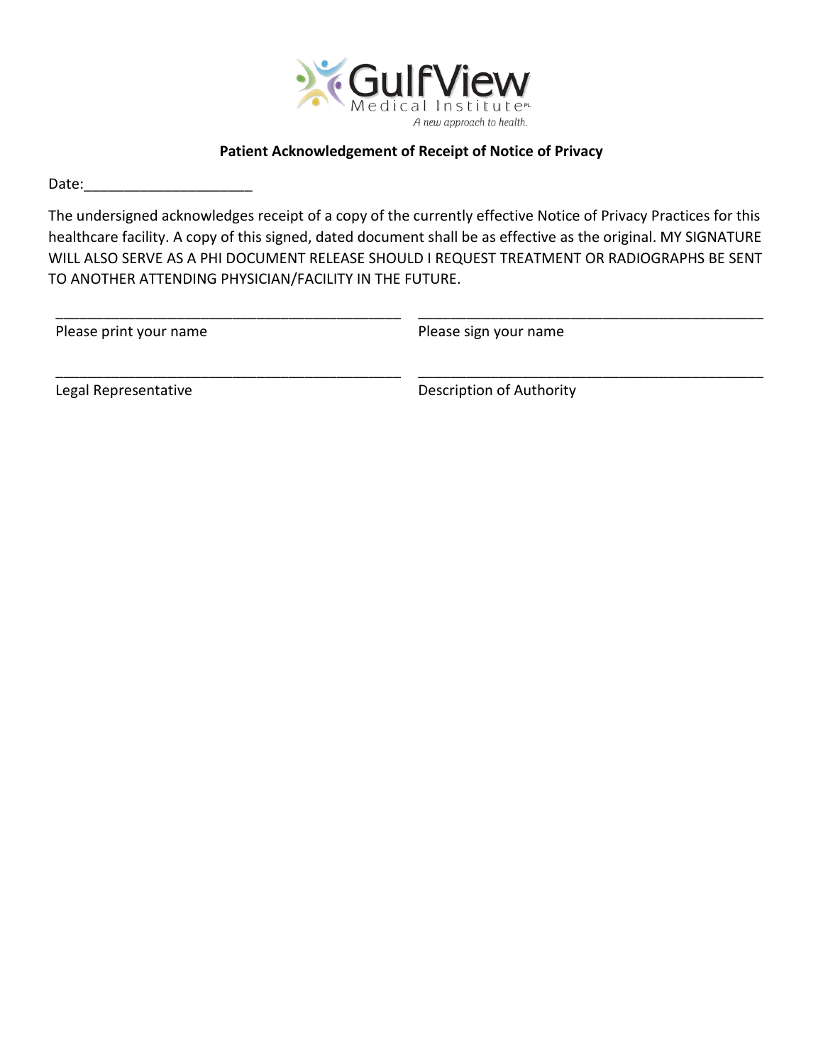GulfView Medical Institute PL

*A new approach to health.*

**Patient Acknowledgement of Receipt of Notice of Privacy**

Date:_____________________

The undersigned acknowledges receipt of a copy of the currently effective Notice of Privacy Practices for this healthcare facility. A copy of this signed, dated document shall be as effective as the original. MY SIGNATURE WILL ALSO SERVE AS A PHI DOCUMENT RELEASE SHOULD I REQUEST TREATMENT OR RADIOGRAPHS BE SENT TO ANOTHER ATTENDING PHYSICIAN/FACILITY IN THE FUTURE.

_____________________________________________ _____________________________________________

Please print your name &nbsp;&nbsp;&nbsp;&nbsp;&nbsp;&nbsp;&nbsp;&nbsp;&nbsp;&nbsp;&nbsp;&nbsp;&nbsp;&nbsp;&nbsp;&nbsp;&nbsp;&nbsp;&nbsp;&nbsp;&nbsp;&nbsp;&nbsp;&nbsp;&nbsp;&nbsp;&nbsp;&nbsp;&nbsp;&nbsp;&nbsp;&nbsp; Please sign your name

_____________________________________________ _____________________________________________

Legal Representative &nbsp;&nbsp;&nbsp;&nbsp;&nbsp;&nbsp;&nbsp;&nbsp;&nbsp;&nbsp;&nbsp;&nbsp;&nbsp;&nbsp;&nbsp;&nbsp;&nbsp;&nbsp;&nbsp;&nbsp;&nbsp;&nbsp;&nbsp;&nbsp;&nbsp;&nbsp;&nbsp;&nbsp;&nbsp;&nbsp;&nbsp;&nbsp; Description of Authority